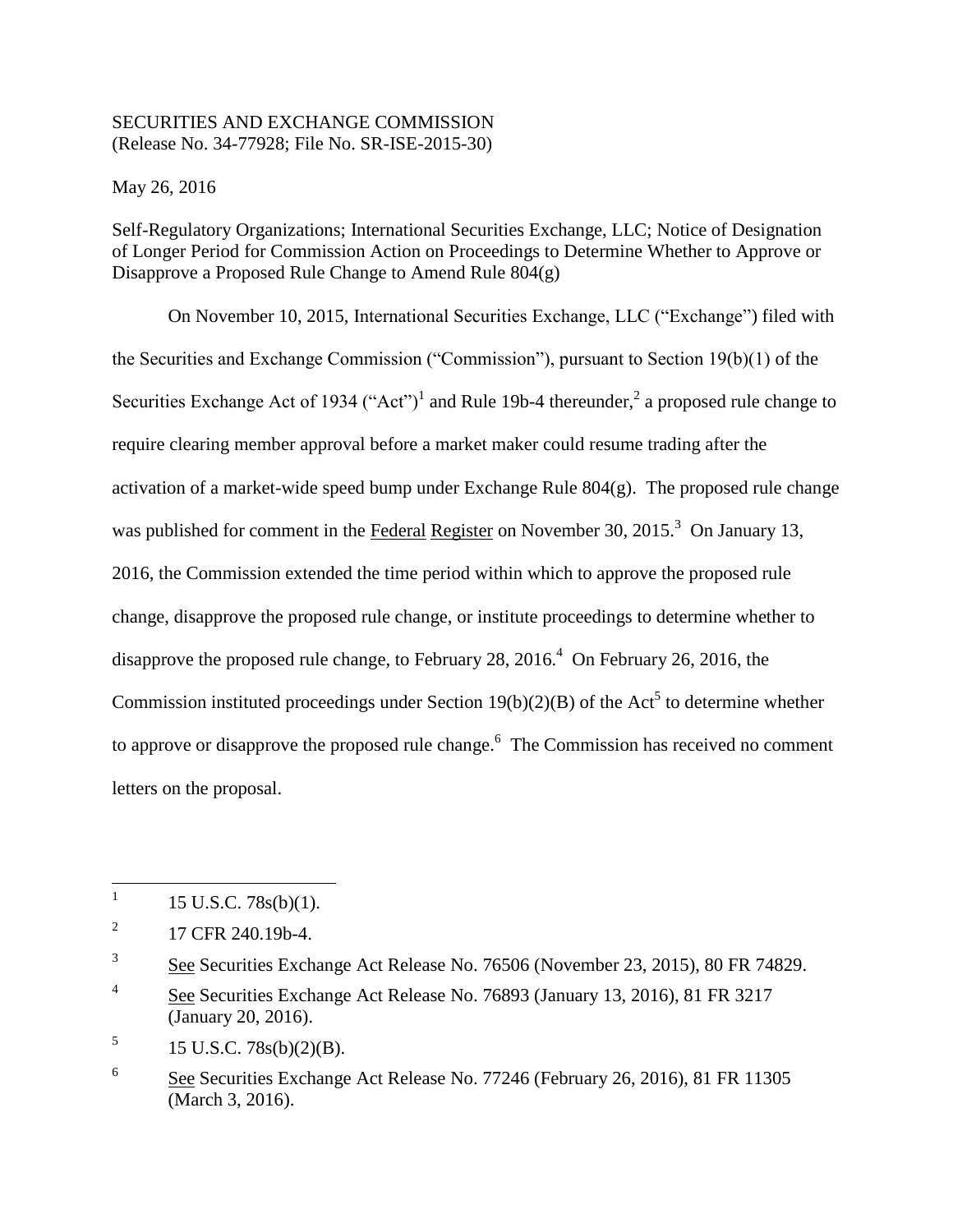SECURITIES AND EXCHANGE COMMISSION
(Release No. 34-77928; File No. SR-ISE-2015-30)

May 26, 2016

Self-Regulatory Organizations; International Securities Exchange, LLC; Notice of Designation of Longer Period for Commission Action on Proceedings to Determine Whether to Approve or Disapprove a Proposed Rule Change to Amend Rule 804(g)

On November 10, 2015, International Securities Exchange, LLC ("Exchange") filed with the Securities and Exchange Commission ("Commission"), pursuant to Section 19(b)(1) of the Securities Exchange Act of 1934 ("Act")[1] and Rule 19b-4 thereunder,[2] a proposed rule change to require clearing member approval before a market maker could resume trading after the activation of a market-wide speed bump under Exchange Rule 804(g). The proposed rule change was published for comment in the Federal Register on November 30, 2015.[3] On January 13, 2016, the Commission extended the time period within which to approve the proposed rule change, disapprove the proposed rule change, or institute proceedings to determine whether to disapprove the proposed rule change, to February 28, 2016.[4] On February 26, 2016, the Commission instituted proceedings under Section 19(b)(2)(B) of the Act[5] to determine whether to approve or disapprove the proposed rule change.[6] The Commission has received no comment letters on the proposal.

---

1. 15 U.S.C. 78s(b)(1).
2. 17 CFR 240.19b-4.
3. See Securities Exchange Act Release No. 76506 (November 23, 2015), 80 FR 74829.
4. See Securities Exchange Act Release No. 76893 (January 13, 2016), 81 FR 3217 (January 20, 2016).
5. 15 U.S.C. 78s(b)(2)(B).
6. See Securities Exchange Act Release No. 77246 (February 26, 2016), 81 FR 11305 (March 3, 2016).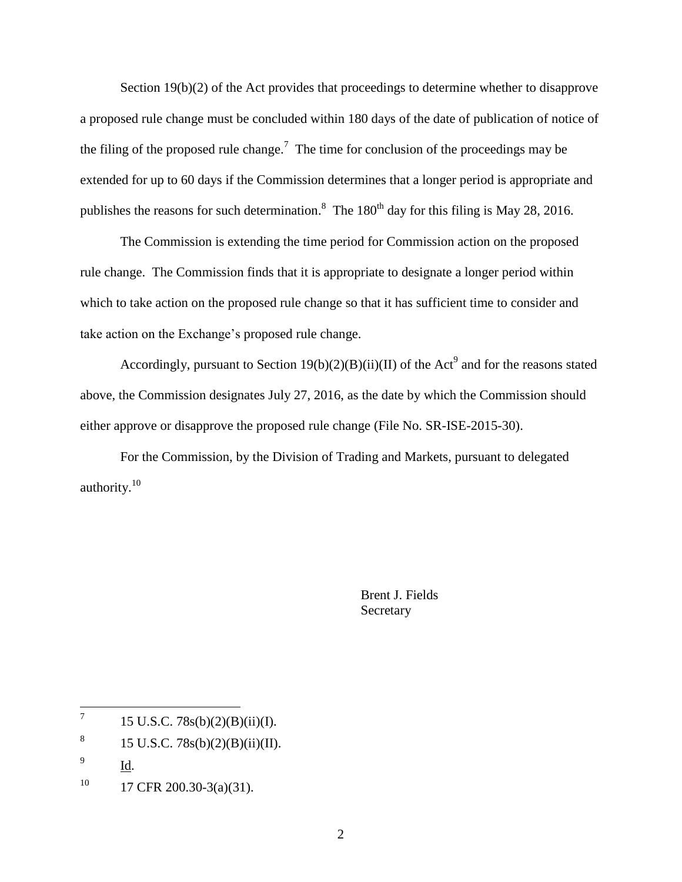Section 19(b)(2) of the Act provides that proceedings to determine whether to disapprove a proposed rule change must be concluded within 180 days of the date of publication of notice of the filing of the proposed rule change.[7] The time for conclusion of the proceedings may be extended for up to 60 days if the Commission determines that a longer period is appropriate and publishes the reasons for such determination.[8] The 180th day for this filing is May 28, 2016.

The Commission is extending the time period for Commission action on the proposed rule change. The Commission finds that it is appropriate to designate a longer period within which to take action on the proposed rule change so that it has sufficient time to consider and take action on the Exchange's proposed rule change.

Accordingly, pursuant to Section 19(b)(2)(B)(ii)(II) of the Act[9] and for the reasons stated above, the Commission designates July 27, 2016, as the date by which the Commission should either approve or disapprove the proposed rule change (File No. SR-ISE-2015-30).

For the Commission, by the Division of Trading and Markets, pursuant to delegated authority.[10]

Brent J. Fields
Secretary

---

7 15 U.S.C. 78s(b)(2)(B)(ii)(I).

8 15 U.S.C. 78s(b)(2)(B)(ii)(II).

9 Id.

10 17 CFR 200.30-3(a)(31).